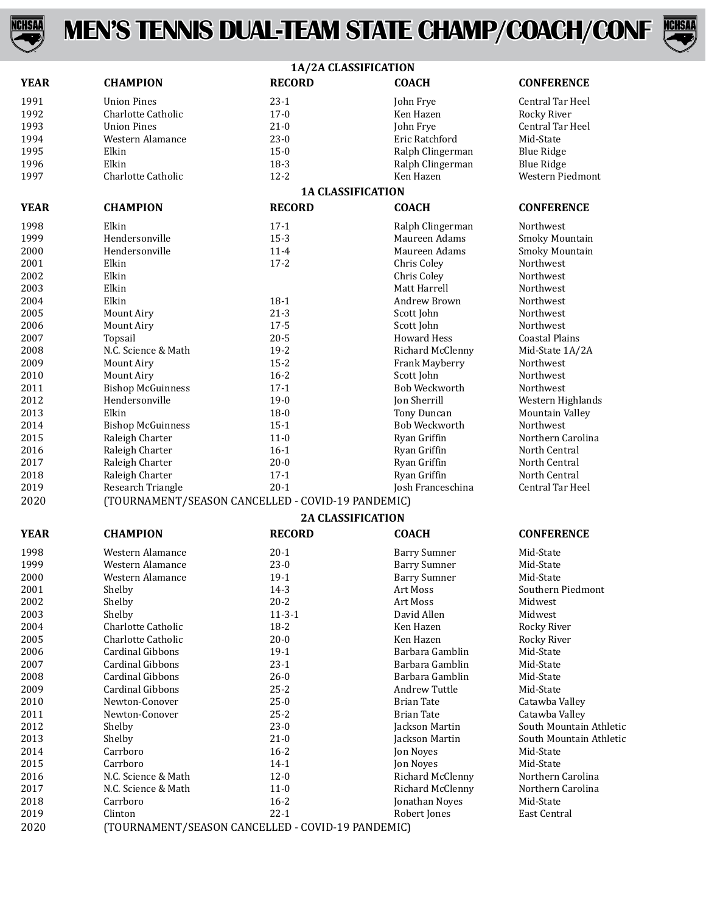# MEN'S TENNIS DUAL-TEAM STATE CHAMP/COACH/CONF

## 1A/2A CLASSIFICATION

| YEAR | CHAMPION | RECORD | COACH | CONFERENCE |
|---|---|---|---|---|
| 1991 | Union Pines | 23-1 | John Frye | Central Tar Heel |
| 1992 | Charlotte Catholic | 17-0 | Ken Hazen | Rocky River |
| 1993 | Union Pines | 21-0 | John Frye | Central Tar Heel |
| 1994 | Western Alamance | 23-0 | Eric Ratchford | Mid-State |
| 1995 | Elkin | 15-0 | Ralph Clingerman | Blue Ridge |
| 1996 | Elkin | 18-3 | Ralph Clingerman | Blue Ridge |
| 1997 | Charlotte Catholic | 12-2 | Ken Hazen | Western Piedmont |

## 1A CLASSIFICATION

| YEAR | CHAMPION | RECORD | COACH | CONFERENCE |
|---|---|---|---|---|
| 1998 | Elkin | 17-1 | Ralph Clingerman | Northwest |
| 1999 | Hendersonville | 15-3 | Maureen Adams | Smoky Mountain |
| 2000 | Hendersonville | 11-4 | Maureen Adams | Smoky Mountain |
| 2001 | Elkin | 17-2 | Chris Coley | Northwest |
| 2002 | Elkin | | Chris Coley | Northwest |
| 2003 | Elkin | | Matt Harrell | Northwest |
| 2004 | Elkin | 18-1 | Andrew Brown | Northwest |
| 2005 | Mount Airy | 21-3 | Scott John | Northwest |
| 2006 | Mount Airy | 17-5 | Scott John | Northwest |
| 2007 | Topsail | 20-5 | Howard Hess | Coastal Plains |
| 2008 | N.C. Science & Math | 19-2 | Richard McClenny | Mid-State 1A/2A |
| 2009 | Mount Airy | 15-2 | Frank Mayberry | Northwest |
| 2010 | Mount Airy | 16-2 | Scott John | Northwest |
| 2011 | Bishop McGuinness | 17-1 | Bob Weckworth | Northwest |
| 2012 | Hendersonville | 19-0 | Jon Sherrill | Western Highlands |
| 2013 | Elkin | 18-0 | Tony Duncan | Mountain Valley |
| 2014 | Bishop McGuinness | 15-1 | Bob Weckworth | Northwest |
| 2015 | Raleigh Charter | 11-0 | Ryan Griffin | Northern Carolina |
| 2016 | Raleigh Charter | 16-1 | Ryan Griffin | North Central |
| 2017 | Raleigh Charter | 20-0 | Ryan Griffin | North Central |
| 2018 | Raleigh Charter | 17-1 | Ryan Griffin | North Central |
| 2019 | Research Triangle | 20-1 | Josh Franceschina | Central Tar Heel |
| 2020 | (TOURNAMENT/SEASON CANCELLED - COVID-19 PANDEMIC) | | | |

## 2A CLASSIFICATION

| YEAR | CHAMPION | RECORD | COACH | CONFERENCE |
|---|---|---|---|---|
| 1998 | Western Alamance | 20-1 | Barry Sumner | Mid-State |
| 1999 | Western Alamance | 23-0 | Barry Sumner | Mid-State |
| 2000 | Western Alamance | 19-1 | Barry Sumner | Mid-State |
| 2001 | Shelby | 14-3 | Art Moss | Southern Piedmont |
| 2002 | Shelby | 20-2 | Art Moss | Midwest |
| 2003 | Shelby | 11-3-1 | David Allen | Midwest |
| 2004 | Charlotte Catholic | 18-2 | Ken Hazen | Rocky River |
| 2005 | Charlotte Catholic | 20-0 | Ken Hazen | Rocky River |
| 2006 | Cardinal Gibbons | 19-1 | Barbara Gamblin | Mid-State |
| 2007 | Cardinal Gibbons | 23-1 | Barbara Gamblin | Mid-State |
| 2008 | Cardinal Gibbons | 26-0 | Barbara Gamblin | Mid-State |
| 2009 | Cardinal Gibbons | 25-2 | Andrew Tuttle | Mid-State |
| 2010 | Newton-Conover | 25-0 | Brian Tate | Catawba Valley |
| 2011 | Newton-Conover | 25-2 | Brian Tate | Catawba Valley |
| 2012 | Shelby | 23-0 | Jackson Martin | South Mountain Athletic |
| 2013 | Shelby | 21-0 | Jackson Martin | South Mountain Athletic |
| 2014 | Carrboro | 16-2 | Jon Noyes | Mid-State |
| 2015 | Carrboro | 14-1 | Jon Noyes | Mid-State |
| 2016 | N.C. Science & Math | 12-0 | Richard McClenny | Northern Carolina |
| 2017 | N.C. Science & Math | 11-0 | Richard McClenny | Northern Carolina |
| 2018 | Carrboro | 16-2 | Jonathan Noyes | Mid-State |
| 2019 | Clinton | 22-1 | Robert Jones | East Central |
| 2020 | (TOURNAMENT/SEASON CANCELLED - COVID-19 PANDEMIC) | | | |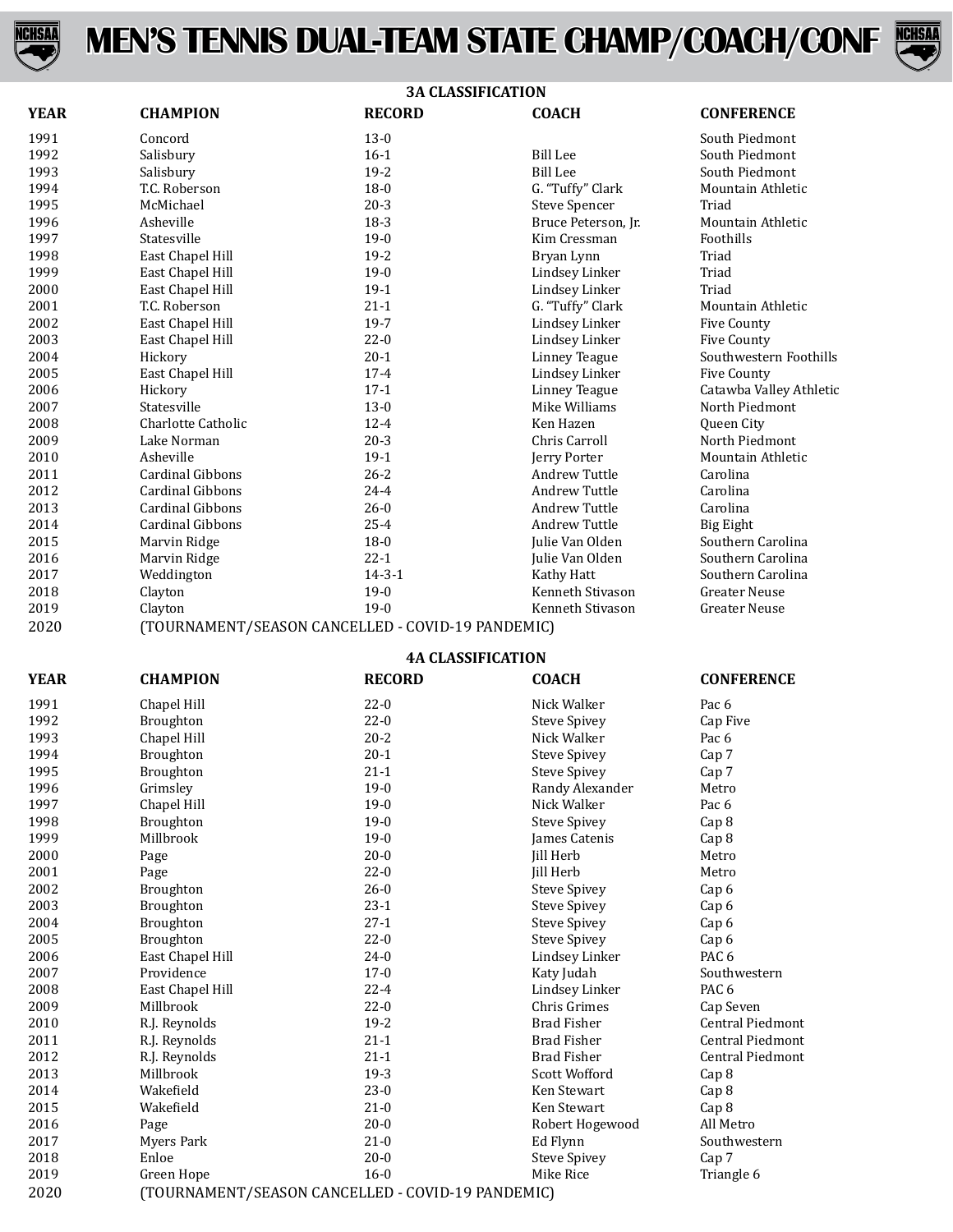# MEN'S TENNIS DUAL-TEAM STATE CHAMP/COACH/CONF

## 3A CLASSIFICATION

| YEAR | CHAMPION | RECORD | COACH | CONFERENCE |
|---|---|---|---|---|
| 1991 | Concord | 13-0 | | South Piedmont |
| 1992 | Salisbury | 16-1 | Bill Lee | South Piedmont |
| 1993 | Salisbury | 19-2 | Bill Lee | South Piedmont |
| 1994 | T.C. Roberson | 18-0 | G. "Tuffy" Clark | Mountain Athletic |
| 1995 | McMichael | 20-3 | Steve Spencer | Triad |
| 1996 | Asheville | 18-3 | Bruce Peterson, Jr. | Mountain Athletic |
| 1997 | Statesville | 19-0 | Kim Cressman | Foothills |
| 1998 | East Chapel Hill | 19-2 | Bryan Lynn | Triad |
| 1999 | East Chapel Hill | 19-0 | Lindsey Linker | Triad |
| 2000 | East Chapel Hill | 19-1 | Lindsey Linker | Triad |
| 2001 | T.C. Roberson | 21-1 | G. "Tuffy" Clark | Mountain Athletic |
| 2002 | East Chapel Hill | 19-7 | Lindsey Linker | Five County |
| 2003 | East Chapel Hill | 22-0 | Lindsey Linker | Five County |
| 2004 | Hickory | 20-1 | Linney Teague | Southwestern Foothills |
| 2005 | East Chapel Hill | 17-4 | Lindsey Linker | Five County |
| 2006 | Hickory | 17-1 | Linney Teague | Catawba Valley Athletic |
| 2007 | Statesville | 13-0 | Mike Williams | North Piedmont |
| 2008 | Charlotte Catholic | 12-4 | Ken Hazen | Queen City |
| 2009 | Lake Norman | 20-3 | Chris Carroll | North Piedmont |
| 2010 | Asheville | 19-1 | Jerry Porter | Mountain Athletic |
| 2011 | Cardinal Gibbons | 26-2 | Andrew Tuttle | Carolina |
| 2012 | Cardinal Gibbons | 24-4 | Andrew Tuttle | Carolina |
| 2013 | Cardinal Gibbons | 26-0 | Andrew Tuttle | Carolina |
| 2014 | Cardinal Gibbons | 25-4 | Andrew Tuttle | Big Eight |
| 2015 | Marvin Ridge | 18-0 | Julie Van Olden | Southern Carolina |
| 2016 | Marvin Ridge | 22-1 | Julie Van Olden | Southern Carolina |
| 2017 | Weddington | 14-3-1 | Kathy Hatt | Southern Carolina |
| 2018 | Clayton | 19-0 | Kenneth Stivason | Greater Neuse |
| 2019 | Clayton | 19-0 | Kenneth Stivason | Greater Neuse |
| 2020 | (TOURNAMENT/SEASON CANCELLED - COVID-19 PANDEMIC) | | | |

## 4A CLASSIFICATION

| YEAR | CHAMPION | RECORD | COACH | CONFERENCE |
|---|---|---|---|---|
| 1991 | Chapel Hill | 22-0 | Nick Walker | Pac 6 |
| 1992 | Broughton | 22-0 | Steve Spivey | Cap Five |
| 1993 | Chapel Hill | 20-2 | Nick Walker | Pac 6 |
| 1994 | Broughton | 20-1 | Steve Spivey | Cap 7 |
| 1995 | Broughton | 21-1 | Steve Spivey | Cap 7 |
| 1996 | Grimsley | 19-0 | Randy Alexander | Metro |
| 1997 | Chapel Hill | 19-0 | Nick Walker | Pac 6 |
| 1998 | Broughton | 19-0 | Steve Spivey | Cap 8 |
| 1999 | Millbrook | 19-0 | James Catenis | Cap 8 |
| 2000 | Page | 20-0 | Jill Herb | Metro |
| 2001 | Page | 22-0 | Jill Herb | Metro |
| 2002 | Broughton | 26-0 | Steve Spivey | Cap 6 |
| 2003 | Broughton | 23-1 | Steve Spivey | Cap 6 |
| 2004 | Broughton | 27-1 | Steve Spivey | Cap 6 |
| 2005 | Broughton | 22-0 | Steve Spivey | Cap 6 |
| 2006 | East Chapel Hill | 24-0 | Lindsey Linker | PAC 6 |
| 2007 | Providence | 17-0 | Katy Judah | Southwestern |
| 2008 | East Chapel Hill | 22-4 | Lindsey Linker | PAC 6 |
| 2009 | Millbrook | 22-0 | Chris Grimes | Cap Seven |
| 2010 | R.J. Reynolds | 19-2 | Brad Fisher | Central Piedmont |
| 2011 | R.J. Reynolds | 21-1 | Brad Fisher | Central Piedmont |
| 2012 | R.J. Reynolds | 21-1 | Brad Fisher | Central Piedmont |
| 2013 | Millbrook | 19-3 | Scott Wofford | Cap 8 |
| 2014 | Wakefield | 23-0 | Ken Stewart | Cap 8 |
| 2015 | Wakefield | 21-0 | Ken Stewart | Cap 8 |
| 2016 | Page | 20-0 | Robert Hogewood | All Metro |
| 2017 | Myers Park | 21-0 | Ed Flynn | Southwestern |
| 2018 | Enloe | 20-0 | Steve Spivey | Cap 7 |
| 2019 | Green Hope | 16-0 | Mike Rice | Triangle 6 |
| 2020 | (TOURNAMENT/SEASON CANCELLED - COVID-19 PANDEMIC) | | | |